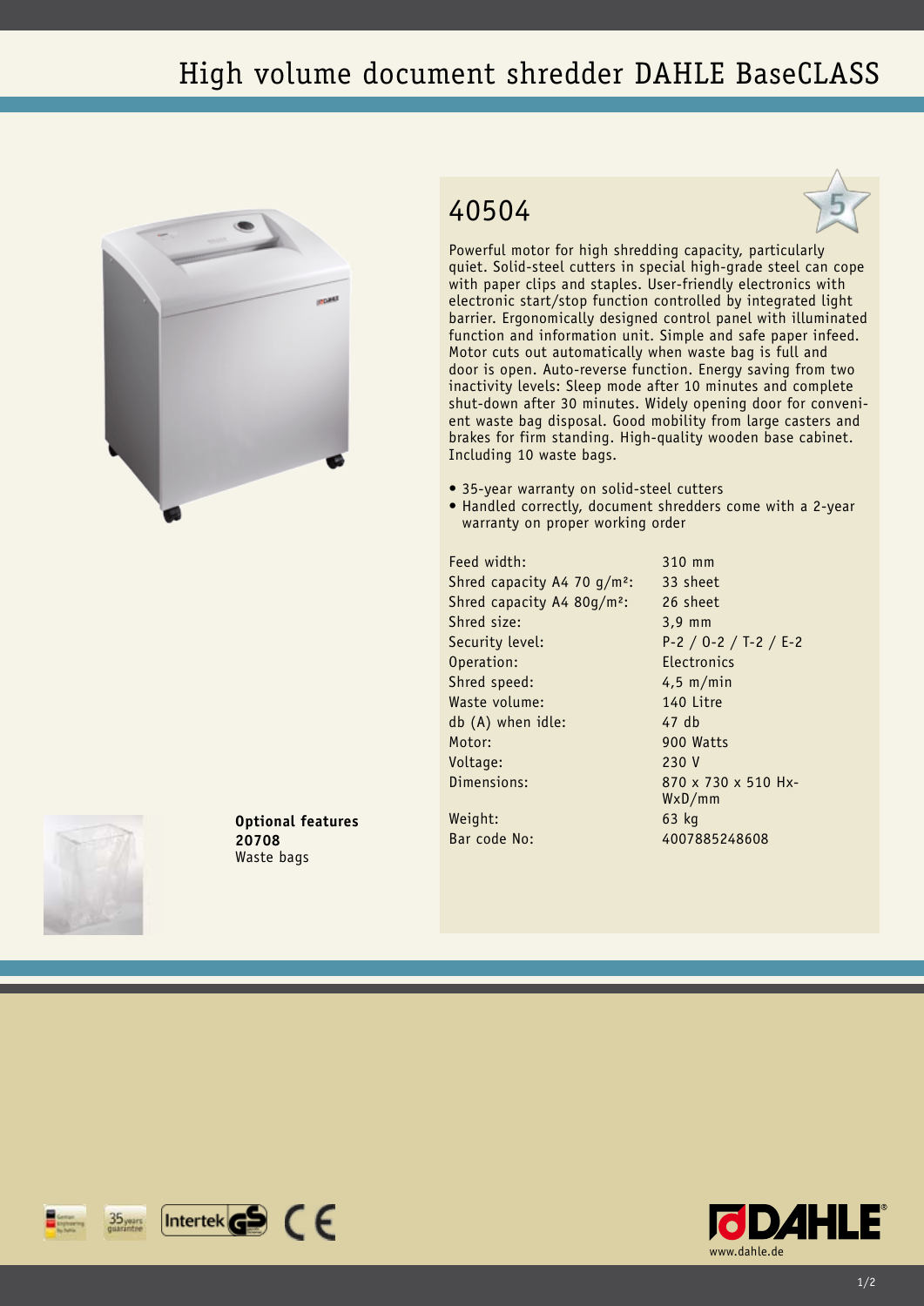# High volume document shredder DAHLE BaseCLASS

## 40504

Powerful motor for high shredding capacity, particularly quiet. Solid-steel cutters in special high-grade steel can cope with paper clips and staples. User-friendly electronics with electronic start/stop function controlled by integrated light barrier. Ergonomically designed control panel with illuminated function and information unit. Simple and safe paper infeed. Motor cuts out automatically when waste bag is full and door is open. Auto-reverse function. Energy saving from two inactivity levels: Sleep mode after 10 minutes and complete shut-down after 30 minutes. Widely opening door for convenient waste bag disposal. Good mobility from large casters and brakes for firm standing. High-quality wooden base cabinet. Including 10 waste bags.

- 35-year warranty on solid-steel cutters
- Handled correctly, document shredders come with a 2-year warranty on proper working order

| | |
|---|---|
| Feed width: | 310 mm |
| Shred capacity A4 70 g/m²: | 33 sheet |
| Shred capacity A4 80g/m²: | 26 sheet |
| Shred size: | 3,9 mm |
| Security level: | P-2 / O-2 / T-2 / E-2 |
| Operation: | Electronics |
| Shred speed: | 4,5 m/min |
| Waste volume: | 140 Litre |
| db (A) when idle: | 47 db |
| Motor: | 900 Watts |
| Voltage: | 230 V |
| Dimensions: | 870 x 730 x 510 HxWxD/mm |
| Weight: | 63 kg |
| Bar code No: | 4007885248608 |

**Optional features**
**20708**
Waste bags

www.dahle.de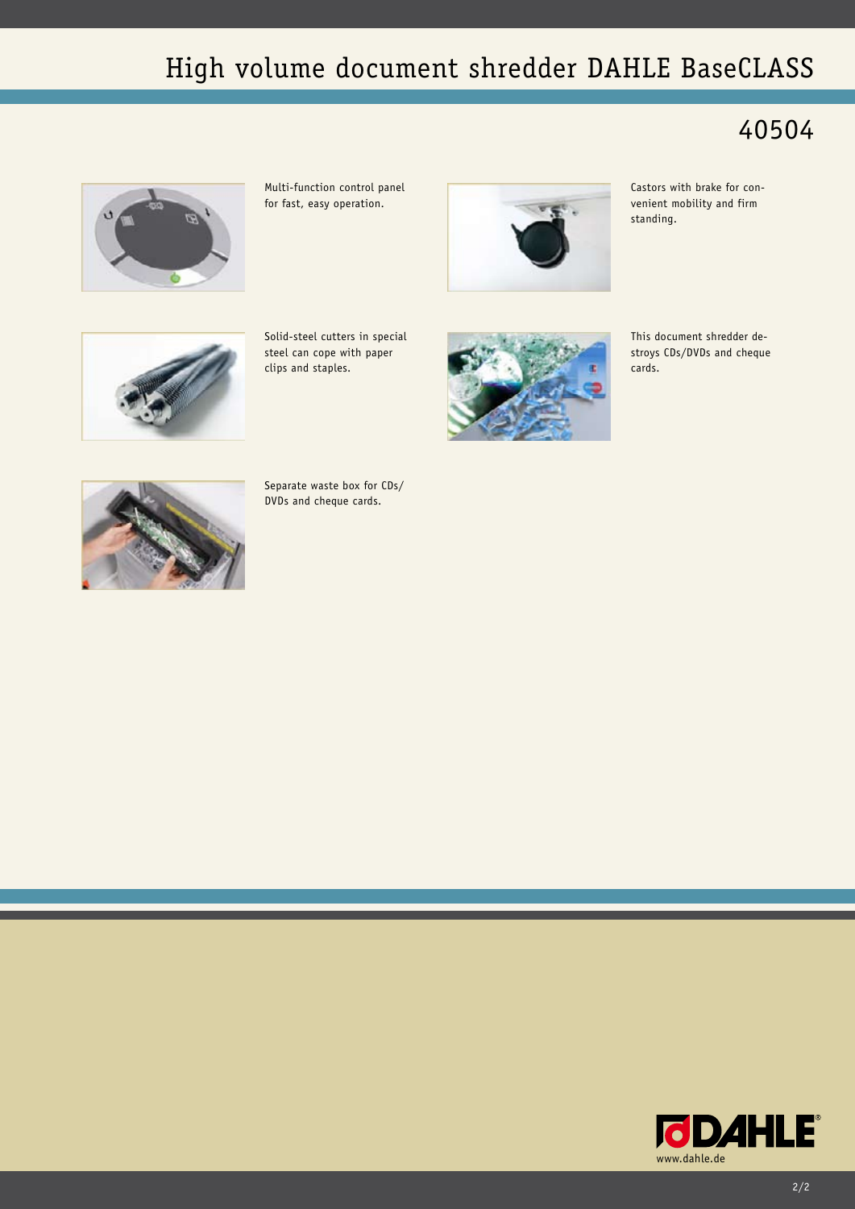# High volume document shredder DAHLE BaseCLASS

## 40504

Multi-function control panel for fast, easy operation.

Castors with brake for convenient mobility and firm standing.

Solid-steel cutters in special steel can cope with paper clips and staples.

This document shredder destroys CDs/DVDs and cheque cards.

Separate waste box for CDs/DVDs and cheque cards.

www.dahle.de